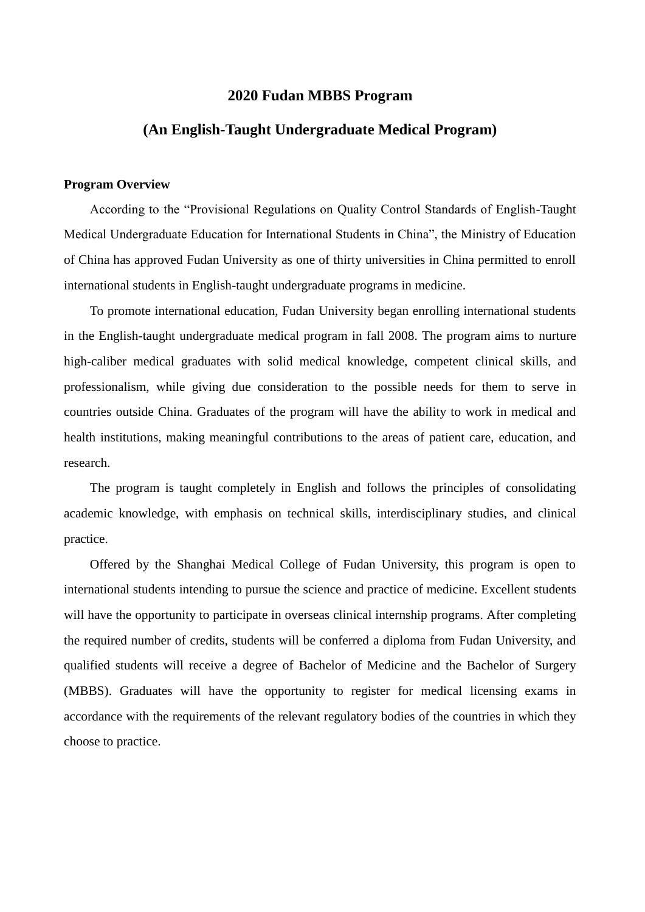# 2020 Fudan MBBS Program

## (An English-Taught Undergraduate Medical Program)

**Program Overview**

According to the "Provisional Regulations on Quality Control Standards of English-Taught Medical Undergraduate Education for International Students in China", the Ministry of Education of China has approved Fudan University as one of thirty universities in China permitted to enroll international students in English-taught undergraduate programs in medicine.

To promote international education, Fudan University began enrolling international students in the English-taught undergraduate medical program in fall 2008. The program aims to nurture high-caliber medical graduates with solid medical knowledge, competent clinical skills, and professionalism, while giving due consideration to the possible needs for them to serve in countries outside China. Graduates of the program will have the ability to work in medical and health institutions, making meaningful contributions to the areas of patient care, education, and research.

The program is taught completely in English and follows the principles of consolidating academic knowledge, with emphasis on technical skills, interdisciplinary studies, and clinical practice.

Offered by the Shanghai Medical College of Fudan University, this program is open to international students intending to pursue the science and practice of medicine. Excellent students will have the opportunity to participate in overseas clinical internship programs. After completing the required number of credits, students will be conferred a diploma from Fudan University, and qualified students will receive a degree of Bachelor of Medicine and the Bachelor of Surgery (MBBS). Graduates will have the opportunity to register for medical licensing exams in accordance with the requirements of the relevant regulatory bodies of the countries in which they choose to practice.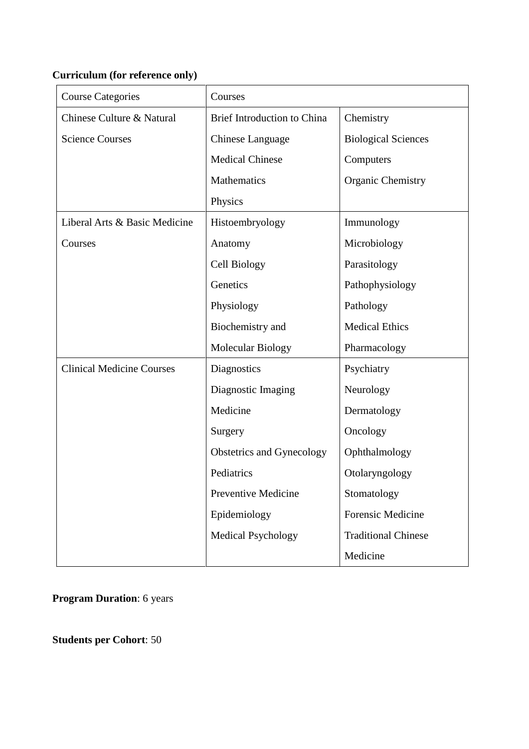**Curriculum (for reference only)**

| Course Categories | Courses | |
|---|---|---|
| Chinese Culture & Natural Science Courses | Brief Introduction to China<br>Chinese Language<br>Medical Chinese<br>Mathematics<br>Physics | Chemistry<br>Biological Sciences<br>Computers<br>Organic Chemistry |
| Liberal Arts & Basic Medicine Courses | Histoembryology<br>Anatomy<br>Cell Biology<br>Genetics<br>Physiology<br>Biochemistry and Molecular Biology | Immunology<br>Microbiology<br>Parasitology<br>Pathophysiology<br>Pathology<br>Medical Ethics<br>Pharmacology |
| Clinical Medicine Courses | Diagnostics<br>Diagnostic Imaging<br>Medicine<br>Surgery<br>Obstetrics and Gynecology<br>Pediatrics<br>Preventive Medicine<br>Epidemiology<br>Medical Psychology | Psychiatry<br>Neurology<br>Dermatology<br>Oncology<br>Ophthalmology<br>Otolaryngology<br>Stomatology<br>Forensic Medicine<br>Traditional Chinese Medicine |

**Program Duration**: 6 years

**Students per Cohort**: 50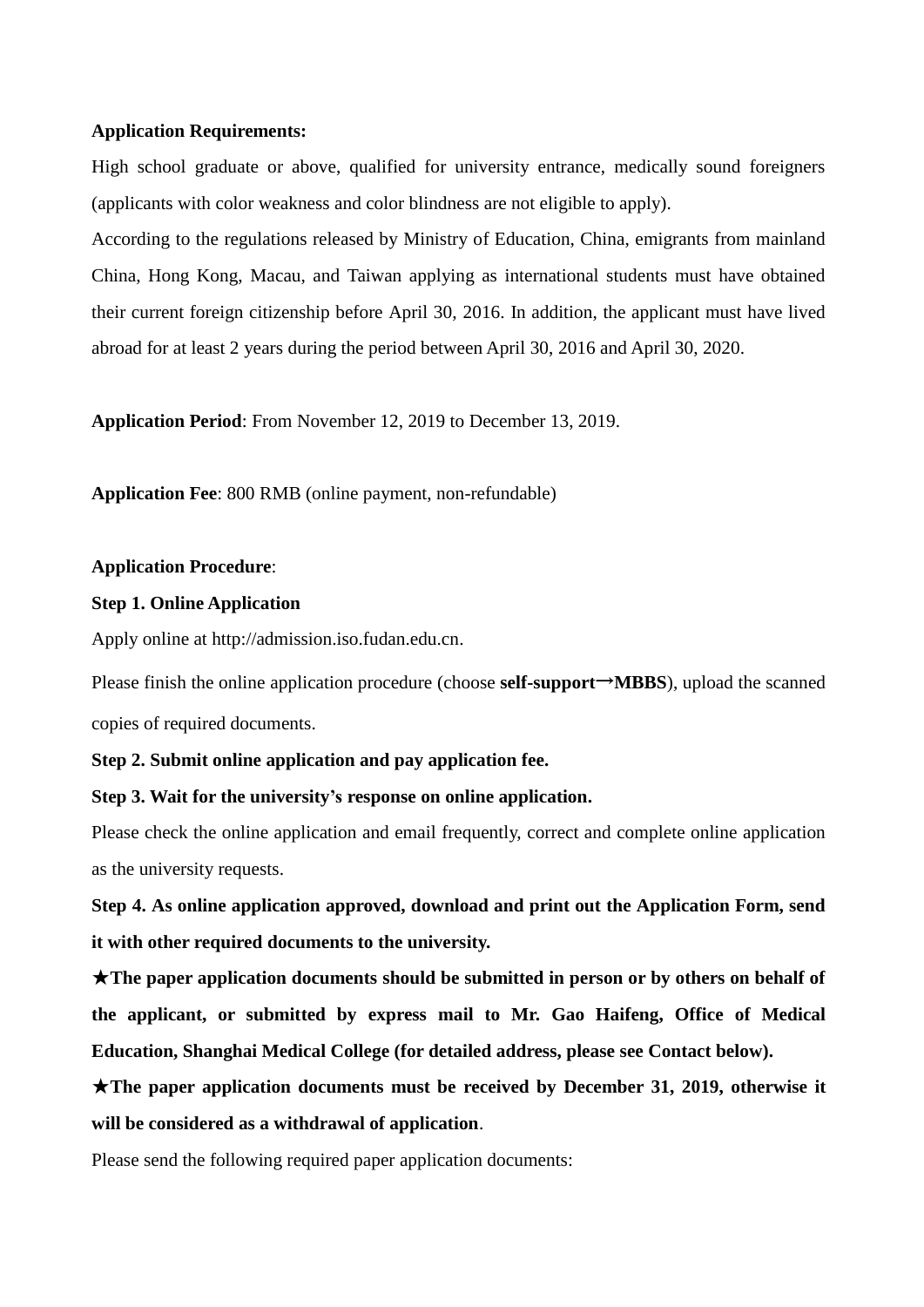**Application Requirements:**

High school graduate or above, qualified for university entrance, medically sound foreigners (applicants with color weakness and color blindness are not eligible to apply).

According to the regulations released by Ministry of Education, China, emigrants from mainland China, Hong Kong, Macau, and Taiwan applying as international students must have obtained their current foreign citizenship before April 30, 2016. In addition, the applicant must have lived abroad for at least 2 years during the period between April 30, 2016 and April 30, 2020.

**Application Period**: From November 12, 2019 to December 13, 2019.

**Application Fee**: 800 RMB (online payment, non-refundable)

**Application Procedure**:

**Step 1. Online Application**

Apply online at http://admission.iso.fudan.edu.cn.

Please finish the online application procedure (choose **self-support→MBBS**), upload the scanned copies of required documents.

**Step 2. Submit online application and pay application fee.**

**Step 3. Wait for the university's response on online application.**

Please check the online application and email frequently, correct and complete online application as the university requests.

**Step 4. As online application approved, download and print out the Application Form, send it with other required documents to the university.**

**★The paper application documents should be submitted in person or by others on behalf of the applicant, or submitted by express mail to Mr. Gao Haifeng, Office of Medical Education, Shanghai Medical College (for detailed address, please see Contact below).**

**★The paper application documents must be received by December 31, 2019, otherwise it will be considered as a withdrawal of application**.

Please send the following required paper application documents: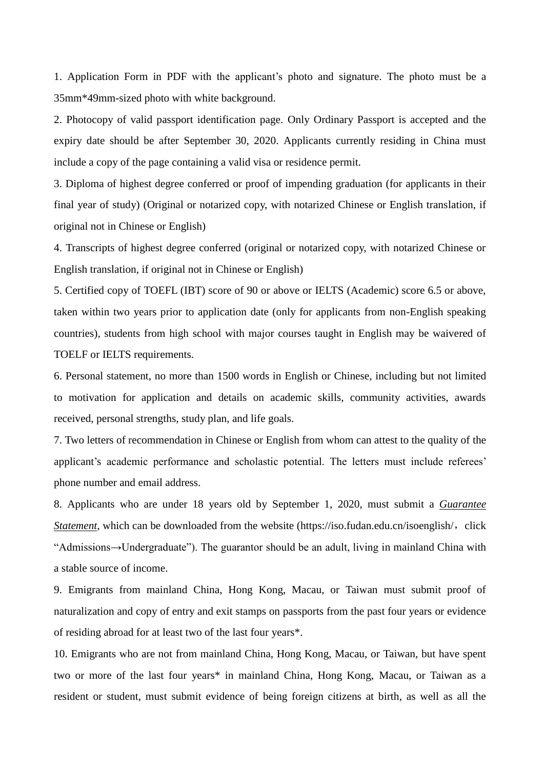1. Application Form in PDF with the applicant's photo and signature. The photo must be a 35mm*49mm-sized photo with white background.

2. Photocopy of valid passport identification page. Only Ordinary Passport is accepted and the expiry date should be after September 30, 2020. Applicants currently residing in China must include a copy of the page containing a valid visa or residence permit.

3. Diploma of highest degree conferred or proof of impending graduation (for applicants in their final year of study) (Original or notarized copy, with notarized Chinese or English translation, if original not in Chinese or English)

4. Transcripts of highest degree conferred (original or notarized copy, with notarized Chinese or English translation, if original not in Chinese or English)

5. Certified copy of TOEFL (IBT) score of 90 or above or IELTS (Academic) score 6.5 or above, taken within two years prior to application date (only for applicants from non-English speaking countries), students from high school with major courses taught in English may be waivered of TOELF or IELTS requirements.

6. Personal statement, no more than 1500 words in English or Chinese, including but not limited to motivation for application and details on academic skills, community activities, awards received, personal strengths, study plan, and life goals.

7. Two letters of recommendation in Chinese or English from whom can attest to the quality of the applicant's academic performance and scholastic potential. The letters must include referees' phone number and email address.

8. Applicants who are under 18 years old by September 1, 2020, must submit a ***Guarantee Statement***, which can be downloaded from the website (https://iso.fudan.edu.cn/isoenglish/，click "Admissions→Undergraduate"). The guarantor should be an adult, living in mainland China with a stable source of income.

9. Emigrants from mainland China, Hong Kong, Macau, or Taiwan must submit proof of naturalization and copy of entry and exit stamps on passports from the past four years or evidence of residing abroad for at least two of the last four years*.

10. Emigrants who are not from mainland China, Hong Kong, Macau, or Taiwan, but have spent two or more of the last four years* in mainland China, Hong Kong, Macau, or Taiwan as a resident or student, must submit evidence of being foreign citizens at birth, as well as all the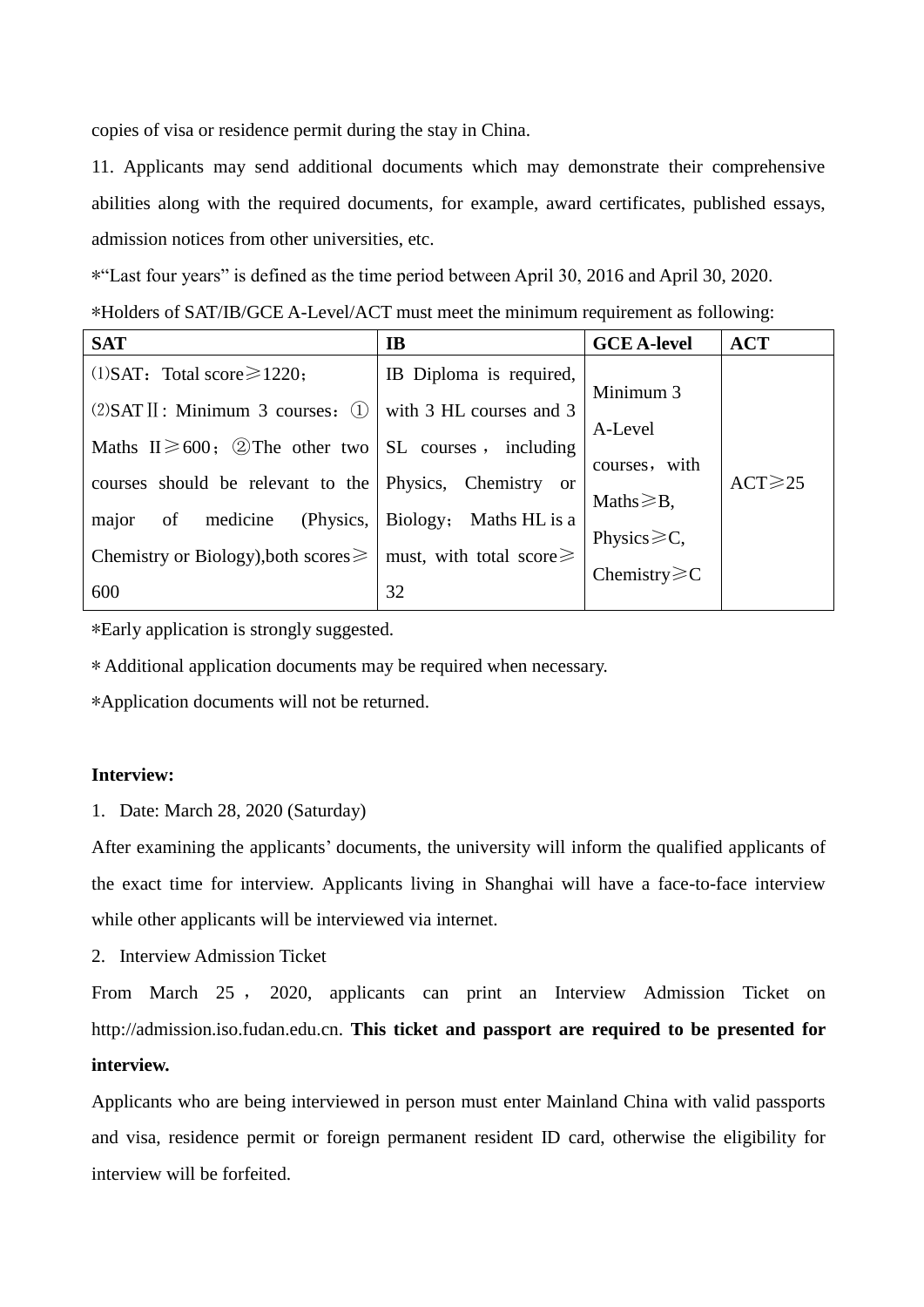copies of visa or residence permit during the stay in China.

11. Applicants may send additional documents which may demonstrate their comprehensive abilities along with the required documents, for example, award certificates, published essays, admission notices from other universities, etc.

*"Last four years" is defined as the time period between April 30, 2016 and April 30, 2020.

*Holders of SAT/IB/GCE A-Level/ACT must meet the minimum requirement as following:

| SAT | IB | GCE A-level | ACT |
|---|---|---|---|
| ⑴SAT：Total score≥1220；⑵SATⅡ: Minimum 3 courses：① Maths Ⅱ≥600；②The other two courses should be relevant to the major of medicine (Physics, Chemistry or Biology),both scores≥600 | IB Diploma is required, with 3 HL courses and 3 SL courses，including Physics, Chemistry or Biology；Maths HL is a must, with total score≥32 | Minimum 3 A-Level courses，with Maths≥B, Physics≥C, Chemistry≥C | ACT≥25 |

*Early application is strongly suggested.

* Additional application documents may be required when necessary.

*Application documents will not be returned.

**Interview:**

1. Date: March 28, 2020 (Saturday)

After examining the applicants' documents, the university will inform the qualified applicants of the exact time for interview. Applicants living in Shanghai will have a face-to-face interview while other applicants will be interviewed via internet.

2. Interview Admission Ticket

From March 25，2020, applicants can print an Interview Admission Ticket on http://admission.iso.fudan.edu.cn. **This ticket and passport are required to be presented for interview.**

Applicants who are being interviewed in person must enter Mainland China with valid passports and visa, residence permit or foreign permanent resident ID card, otherwise the eligibility for interview will be forfeited.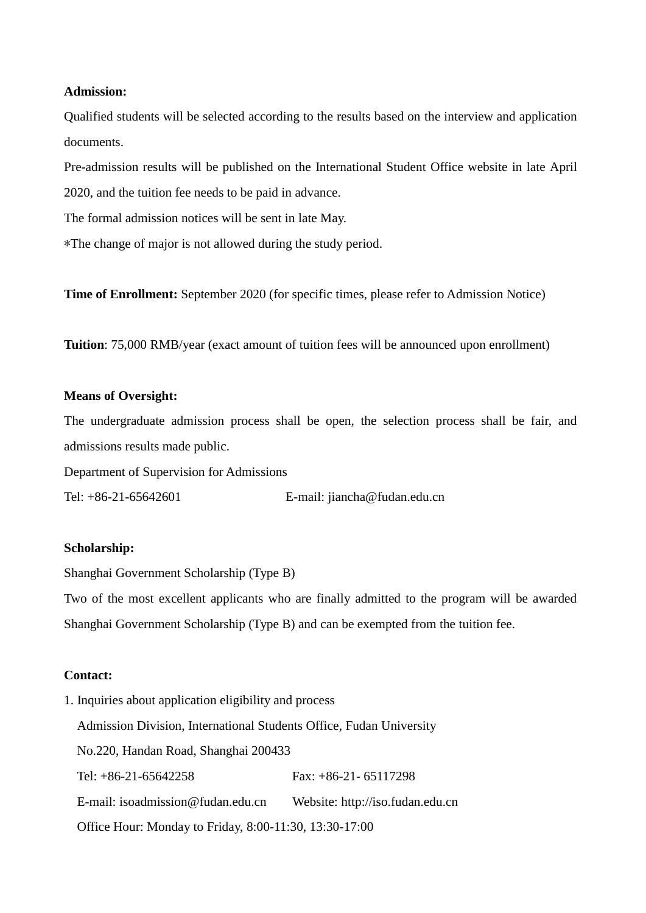**Admission:**

Qualified students will be selected according to the results based on the interview and application documents.

Pre-admission results will be published on the International Student Office website in late April 2020, and the tuition fee needs to be paid in advance.

The formal admission notices will be sent in late May.

*The change of major is not allowed during the study period.

**Time of Enrollment:** September 2020 (for specific times, please refer to Admission Notice)

**Tuition**: 75,000 RMB/year (exact amount of tuition fees will be announced upon enrollment)

**Means of Oversight:**

The undergraduate admission process shall be open, the selection process shall be fair, and admissions results made public.

Department of Supervision for Admissions

Tel: +86-21-65642601 E-mail: jiancha@fudan.edu.cn

**Scholarship:**

Shanghai Government Scholarship (Type B)

Two of the most excellent applicants who are finally admitted to the program will be awarded Shanghai Government Scholarship (Type B) and can be exempted from the tuition fee.

**Contact:**

1. Inquiries about application eligibility and process

   Admission Division, International Students Office, Fudan University

   No.220, Handan Road, Shanghai 200433

   Tel: +86-21-65642258 Fax: +86-21- 65117298

   E-mail: isoadmission@fudan.edu.cn Website: http://iso.fudan.edu.cn

   Office Hour: Monday to Friday, 8:00-11:30, 13:30-17:00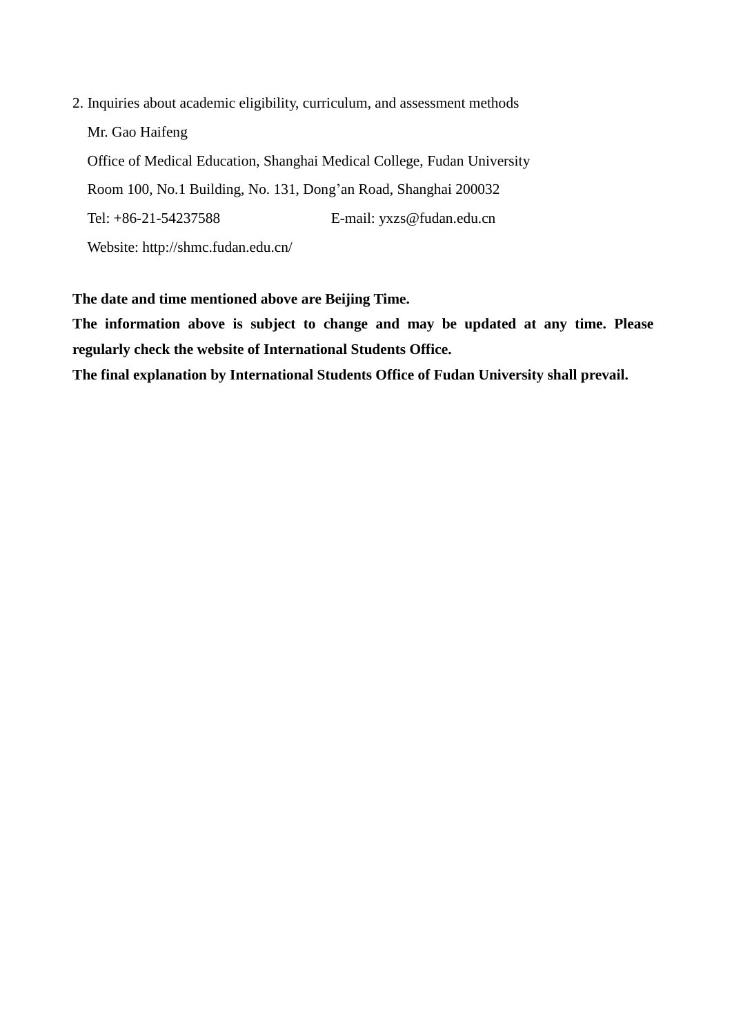2. Inquiries about academic eligibility, curriculum, and assessment methods

Mr. Gao Haifeng

Office of Medical Education, Shanghai Medical College, Fudan University

Room 100, No.1 Building, No. 131, Dong'an Road, Shanghai 200032

Tel: +86-21-54237588 E-mail: yxzs@fudan.edu.cn

Website: http://shmc.fudan.edu.cn/

**The date and time mentioned above are Beijing Time.**

**The information above is subject to change and may be updated at any time. Please regularly check the website of International Students Office.**

**The final explanation by International Students Office of Fudan University shall prevail.**